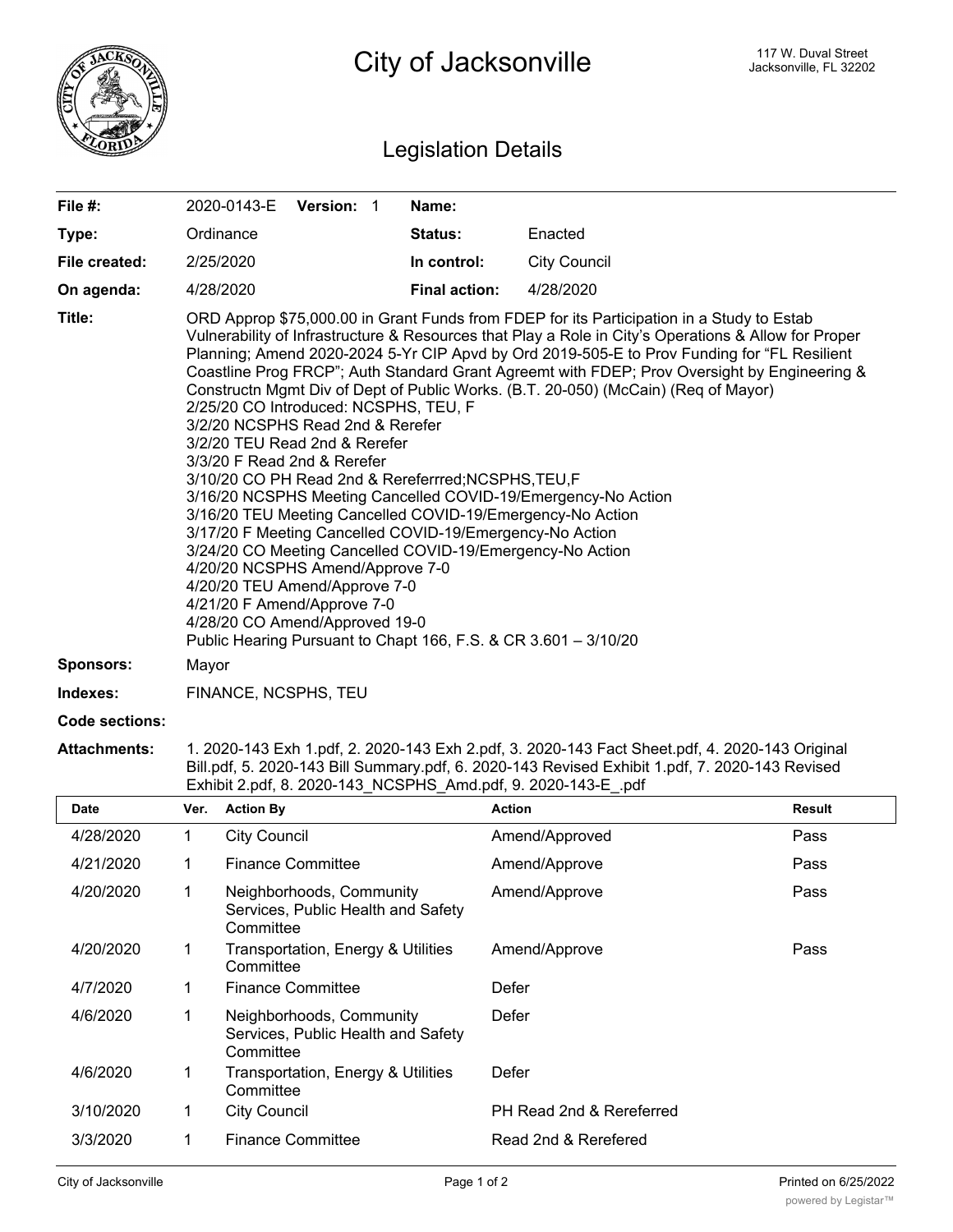# City of Jacksonville

117 W. Duval Street
Jacksonville, FL 32202

## Legislation Details

| | | | |
|---|---|---|---|
| **File #:** | 2020-0143-E **Version:** 1 | **Name:** | |
| **Type:** | Ordinance | **Status:** | Enacted |
| **File created:** | 2/25/2020 | **In control:** | City Council |
| **On agenda:** | 4/28/2020 | **Final action:** | 4/28/2020 |

**Title:** ORD Approp $75,000.00 in Grant Funds from FDEP for its Participation in a Study to Estab Vulnerability of Infrastructure & Resources that Play a Role in City's Operations & Allow for Proper Planning; Amend 2020-2024 5-Yr CIP Apvd by Ord 2019-505-E to Prov Funding for "FL Resilient Coastline Prog FRCP"; Auth Standard Grant Agreemt with FDEP; Prov Oversight by Engineering & Constructn Mgmt Div of Dept of Public Works. (B.T. 20-050) (McCain) (Req of Mayor)
2/25/20 CO Introduced: NCSPHS, TEU, F
3/2/20 NCSPHS Read 2nd & Rerefer
3/2/20 TEU Read 2nd & Rerefer
3/3/20 F Read 2nd & Rerefer
3/10/20 CO PH Read 2nd & Rereferrred;NCSPHS,TEU,F
3/16/20 NCSPHS Meeting Cancelled COVID-19/Emergency-No Action
3/16/20 TEU Meeting Cancelled COVID-19/Emergency-No Action
3/17/20 F Meeting Cancelled COVID-19/Emergency-No Action
3/24/20 CO Meeting Cancelled COVID-19/Emergency-No Action
4/20/20 NCSPHS Amend/Approve 7-0
4/20/20 TEU Amend/Approve 7-0
4/21/20 F Amend/Approve 7-0
4/28/20 CO Amend/Approved 19-0
Public Hearing Pursuant to Chapt 166, F.S. & CR 3.601 – 3/10/20

**Sponsors:** Mayor

**Indexes:** FINANCE, NCSPHS, TEU

**Code sections:**

**Attachments:** 1. 2020-143 Exh 1.pdf, 2. 2020-143 Exh 2.pdf, 3. 2020-143 Fact Sheet.pdf, 4. 2020-143 Original Bill.pdf, 5. 2020-143 Bill Summary.pdf, 6. 2020-143 Revised Exhibit 1.pdf, 7. 2020-143 Revised Exhibit 2.pdf, 8. 2020-143_NCSPHS_Amd.pdf, 9. 2020-143-E_.pdf

| Date | Ver. | Action By | Action | Result |
|---|---|---|---|---|
| 4/28/2020 | 1 | City Council | Amend/Approved | Pass |
| 4/21/2020 | 1 | Finance Committee | Amend/Approve | Pass |
| 4/20/2020 | 1 | Neighborhoods, Community Services, Public Health and Safety Committee | Amend/Approve | Pass |
| 4/20/2020 | 1 | Transportation, Energy & Utilities Committee | Amend/Approve | Pass |
| 4/7/2020 | 1 | Finance Committee | Defer | |
| 4/6/2020 | 1 | Neighborhoods, Community Services, Public Health and Safety Committee | Defer | |
| 4/6/2020 | 1 | Transportation, Energy & Utilities Committee | Defer | |
| 3/10/2020 | 1 | City Council | PH Read 2nd & Rereferred | |
| 3/3/2020 | 1 | Finance Committee | Read 2nd & Rerefered | |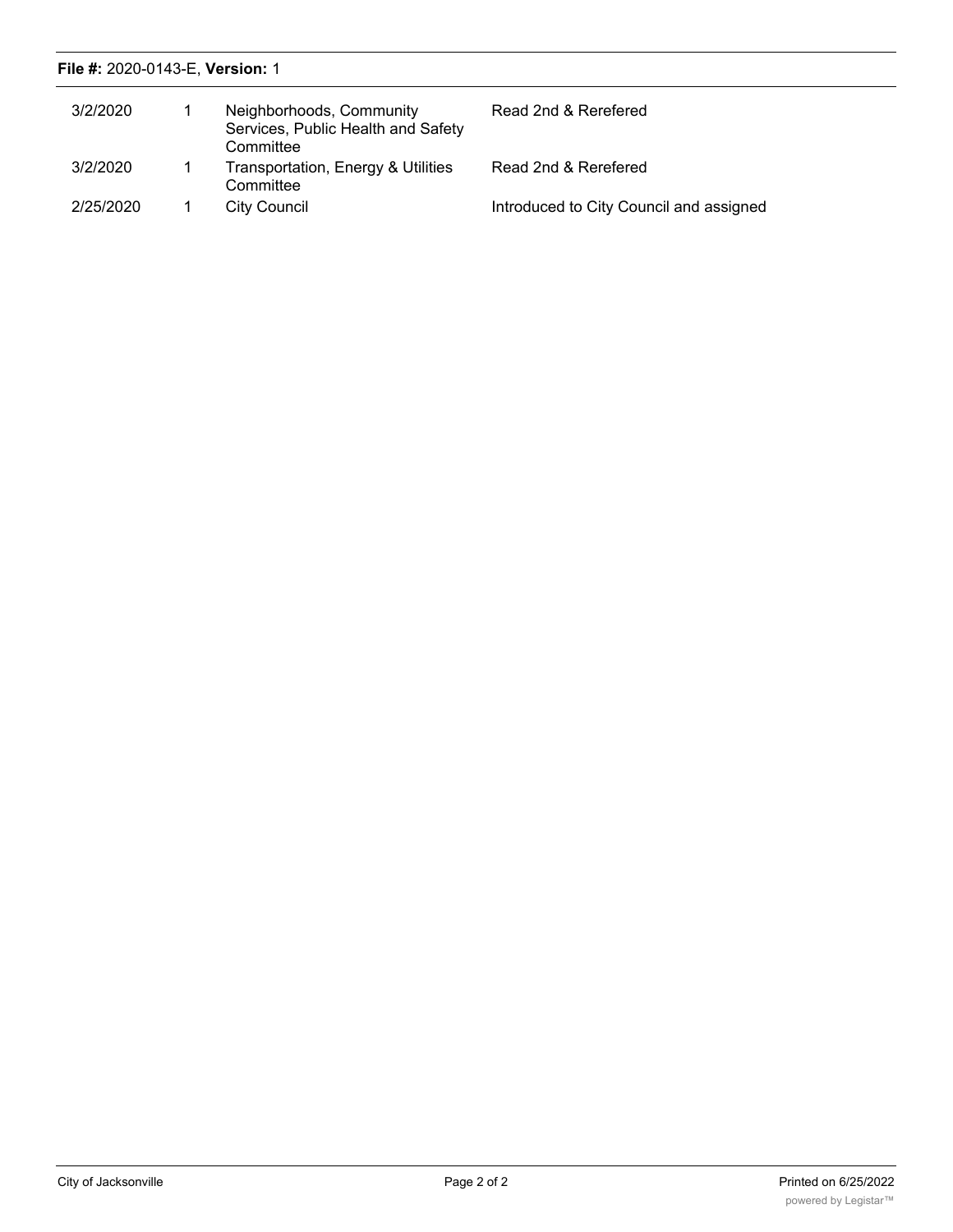**File #:** 2020-0143-E, **Version:** 1

| | | | |
|---|---|---|---|
| 3/2/2020 | 1 | Neighborhoods, Community Services, Public Health and Safety Committee | Read 2nd & Rerefered |
| 3/2/2020 | 1 | Transportation, Energy & Utilities Committee | Read 2nd & Rerefered |
| 2/25/2020 | 1 | City Council | Introduced to City Council and assigned |